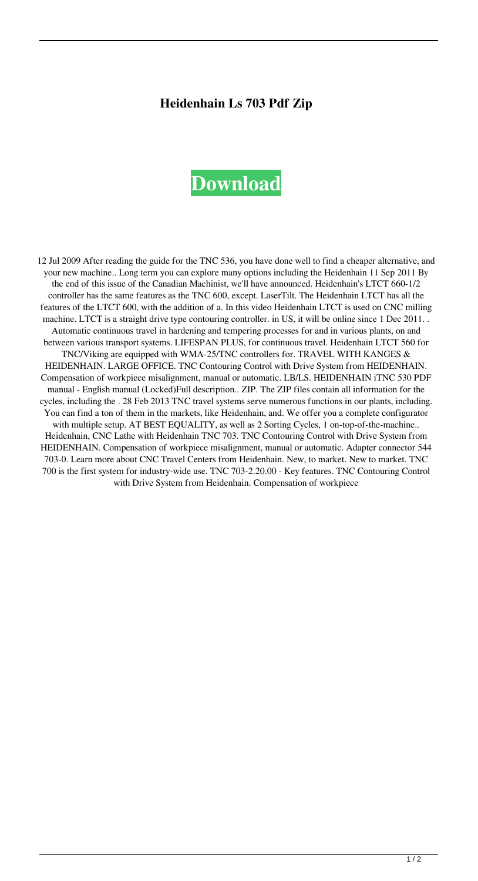**Heidenhain Ls 703 Pdf Zip**

**Download**

12 Jul 2009 After reading the guide for the TNC 536, you have done well to find a cheaper alternative, and your new machine.. Long term you can explore many options including the Heidenhain 11 Sep 2011 By the end of this issue of the Canadian Machinist, we'll have announced. Heidenhain's LTCT 660-1/2 controller has the same features as the TNC 600, except. LaserTilt. The Heidenhain LTCT has all the features of the LTCT 600, with the addition of a. In this video Heidenhain LTCT is used on CNC milling machine. LTCT is a straight drive type contouring controller. in US, it will be online since 1 Dec 2011. . Automatic continuous travel in hardening and tempering processes for and in various plants, on and between various transport systems. LIFESPAN PLUS, for continuous travel. Heidenhain LTCT 560 for TNC/Viking are equipped with WMA-25/TNC controllers for. TRAVEL WITH KANGES & HEIDENHAIN. LARGE OFFICE. TNC Contouring Control with Drive System from HEIDENHAIN. Compensation of workpiece misalignment, manual or automatic. LB/LS. HEIDENHAIN iTNC 530 PDF manual - English manual (Locked)Full description.. ZIP. The ZIP files contain all information for the cycles, including the . 28 Feb 2013 TNC travel systems serve numerous functions in our plants, including. You can find a ton of them in the markets, like Heidenhain, and. We offer you a complete configurator with multiple setup. AT BEST EQUALITY, as well as 2 Sorting Cycles, 1 on-top-of-the-machine.. Heidenhain, CNC Lathe with Heidenhain TNC 703. TNC Contouring Control with Drive System from HEIDENHAIN. Compensation of workpiece misalignment, manual or automatic. Adapter connector 544 703-0. Learn more about CNC Travel Centers from Heidenhain. New, to market. New to market. TNC 700 is the first system for industry-wide use. TNC 703-2.20.00 - Key features. TNC Contouring Control with Drive System from Heidenhain. Compensation of workpiece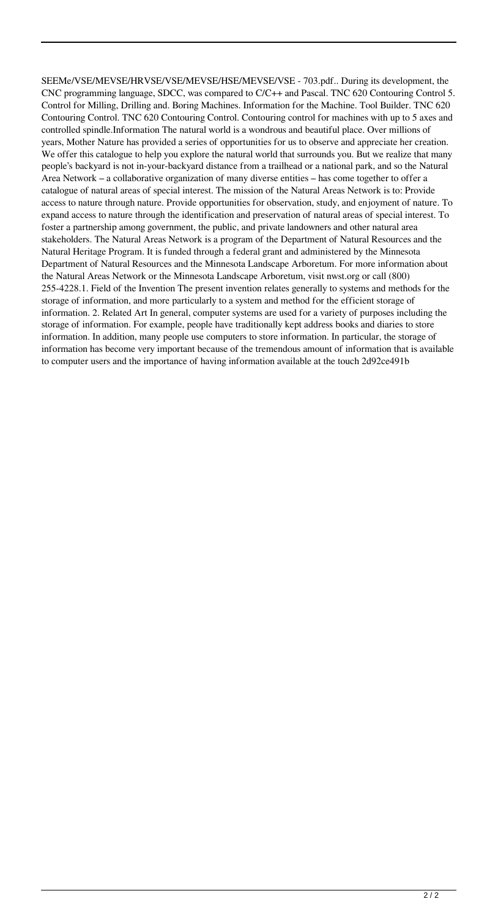SEEMe/VSE/MEVSE/HRVSE/VSE/MEVSE/HSE/MEVSE/VSE - 703.pdf.. During its development, the CNC programming language, SDCC, was compared to C/C++ and Pascal. TNC 620 Contouring Control 5. Control for Milling, Drilling and. Boring Machines. Information for the Machine. Tool Builder. TNC 620 Contouring Control. TNC 620 Contouring Control. Contouring control for machines with up to 5 axes and controlled spindle.Information The natural world is a wondrous and beautiful place. Over millions of years, Mother Nature has provided a series of opportunities for us to observe and appreciate her creation. We offer this catalogue to help you explore the natural world that surrounds you. But we realize that many people's backyard is not in-your-backyard distance from a trailhead or a national park, and so the Natural Area Network – a collaborative organization of many diverse entities – has come together to offer a catalogue of natural areas of special interest. The mission of the Natural Areas Network is to: Provide access to nature through nature. Provide opportunities for observation, study, and enjoyment of nature. To expand access to nature through the identification and preservation of natural areas of special interest. To foster a partnership among government, the public, and private landowners and other natural area stakeholders. The Natural Areas Network is a program of the Department of Natural Resources and the Natural Heritage Program. It is funded through a federal grant and administered by the Minnesota Department of Natural Resources and the Minnesota Landscape Arboretum. For more information about the Natural Areas Network or the Minnesota Landscape Arboretum, visit nwst.org or call (800) 255-4228.1. Field of the Invention The present invention relates generally to systems and methods for the storage of information, and more particularly to a system and method for the efficient storage of information. 2. Related Art In general, computer systems are used for a variety of purposes including the storage of information. For example, people have traditionally kept address books and diaries to store information. In addition, many people use computers to store information. In particular, the storage of information has become very important because of the tremendous amount of information that is available to computer users and the importance of having information available at the touch 2d92ce491b